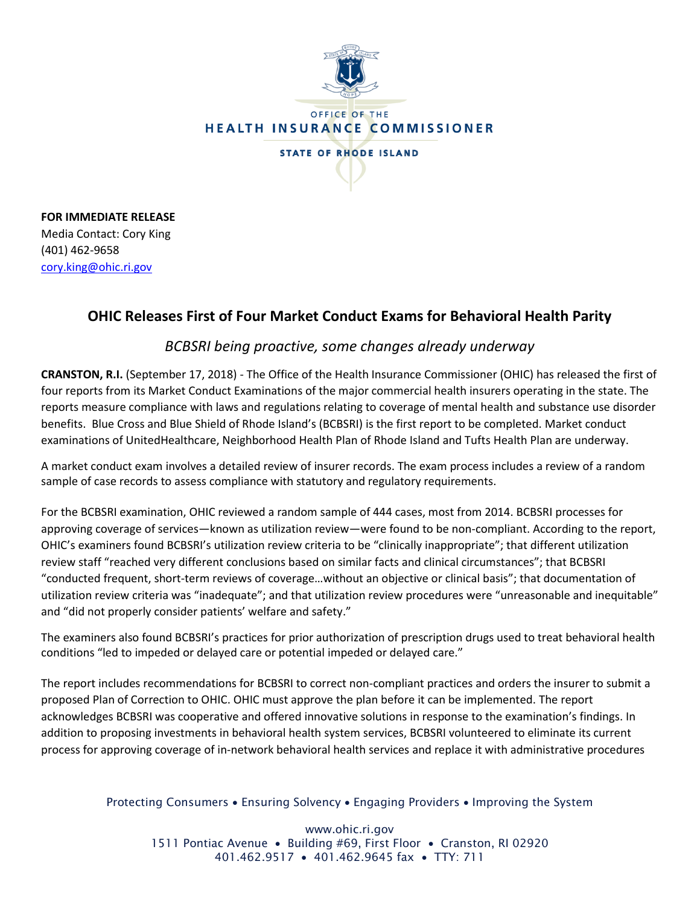OFFICE OF THE
HEALTH INSURANCE COMMISSIONER
STATE OF RHODE ISLAND

**FOR IMMEDIATE RELEASE**
Media Contact: Cory King
(401) 462-9658
cory.king@ohic.ri.gov

## OHIC Releases First of Four Market Conduct Exams for Behavioral Health Parity

*BCBSRI being proactive, some changes already underway*

**CRANSTON, R.I.** (September 17, 2018) - The Office of the Health Insurance Commissioner (OHIC) has released the first of four reports from its Market Conduct Examinations of the major commercial health insurers operating in the state. The reports measure compliance with laws and regulations relating to coverage of mental health and substance use disorder benefits. Blue Cross and Blue Shield of Rhode Island's (BCBSRI) is the first report to be completed. Market conduct examinations of UnitedHealthcare, Neighborhood Health Plan of Rhode Island and Tufts Health Plan are underway.

A market conduct exam involves a detailed review of insurer records. The exam process includes a review of a random sample of case records to assess compliance with statutory and regulatory requirements.

For the BCBSRI examination, OHIC reviewed a random sample of 444 cases, most from 2014. BCBSRI processes for approving coverage of services—known as utilization review—were found to be non-compliant. According to the report, OHIC's examiners found BCBSRI's utilization review criteria to be "clinically inappropriate"; that different utilization review staff "reached very different conclusions based on similar facts and clinical circumstances"; that BCBSRI "conducted frequent, short-term reviews of coverage…without an objective or clinical basis"; that documentation of utilization review criteria was "inadequate"; and that utilization review procedures were "unreasonable and inequitable" and "did not properly consider patients' welfare and safety."

The examiners also found BCBSRI's practices for prior authorization of prescription drugs used to treat behavioral health conditions "led to impeded or delayed care or potential impeded or delayed care."

The report includes recommendations for BCBSRI to correct non-compliant practices and orders the insurer to submit a proposed Plan of Correction to OHIC. OHIC must approve the plan before it can be implemented. The report acknowledges BCBSRI was cooperative and offered innovative solutions in response to the examination's findings. In addition to proposing investments in behavioral health system services, BCBSRI volunteered to eliminate its current process for approving coverage of in-network behavioral health services and replace it with administrative procedures

Protecting Consumers • Ensuring Solvency • Engaging Providers • Improving the System

www.ohic.ri.gov
1511 Pontiac Avenue • Building #69, First Floor • Cranston, RI 02920
401.462.9517 • 401.462.9645 fax • TTY: 711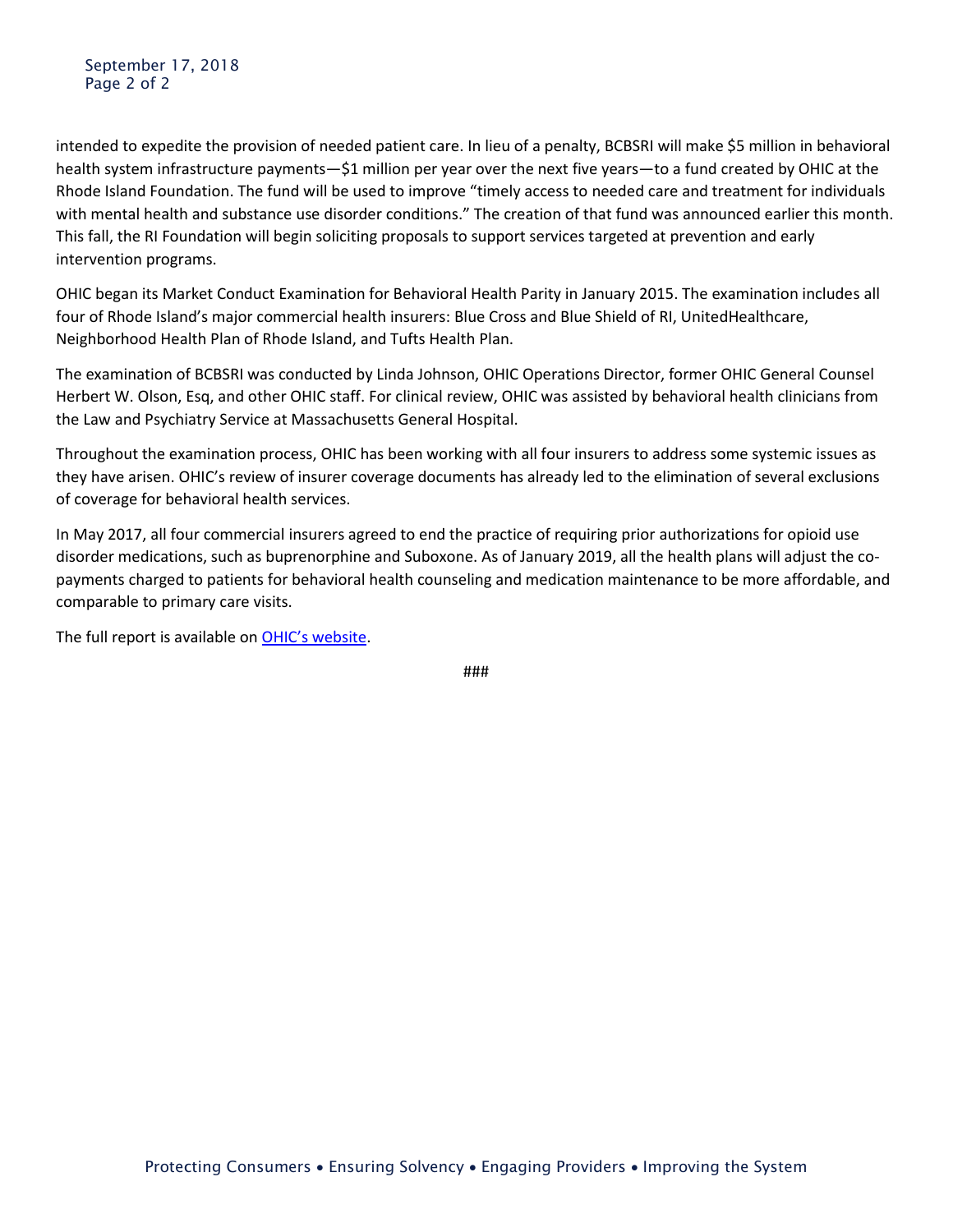intended to expedite the provision of needed patient care. In lieu of a penalty, BCBSRI will make $5 million in behavioral health system infrastructure payments—$1 million per year over the next five years—to a fund created by OHIC at the Rhode Island Foundation. The fund will be used to improve "timely access to needed care and treatment for individuals with mental health and substance use disorder conditions." The creation of that fund was announced earlier this month. This fall, the RI Foundation will begin soliciting proposals to support services targeted at prevention and early intervention programs.

OHIC began its Market Conduct Examination for Behavioral Health Parity in January 2015. The examination includes all four of Rhode Island's major commercial health insurers: Blue Cross and Blue Shield of RI, UnitedHealthcare, Neighborhood Health Plan of Rhode Island, and Tufts Health Plan.

The examination of BCBSRI was conducted by Linda Johnson, OHIC Operations Director, former OHIC General Counsel Herbert W. Olson, Esq, and other OHIC staff. For clinical review, OHIC was assisted by behavioral health clinicians from the Law and Psychiatry Service at Massachusetts General Hospital.

Throughout the examination process, OHIC has been working with all four insurers to address some systemic issues as they have arisen. OHIC's review of insurer coverage documents has already led to the elimination of several exclusions of coverage for behavioral health services.

In May 2017, all four commercial insurers agreed to end the practice of requiring prior authorizations for opioid use disorder medications, such as buprenorphine and Suboxone. As of January 2019, all the health plans will adjust the co-payments charged to patients for behavioral health counseling and medication maintenance to be more affordable, and comparable to primary care visits.

The full report is available on [OHIC's website](#).

###

Protecting Consumers • Ensuring Solvency • Engaging Providers • Improving the System